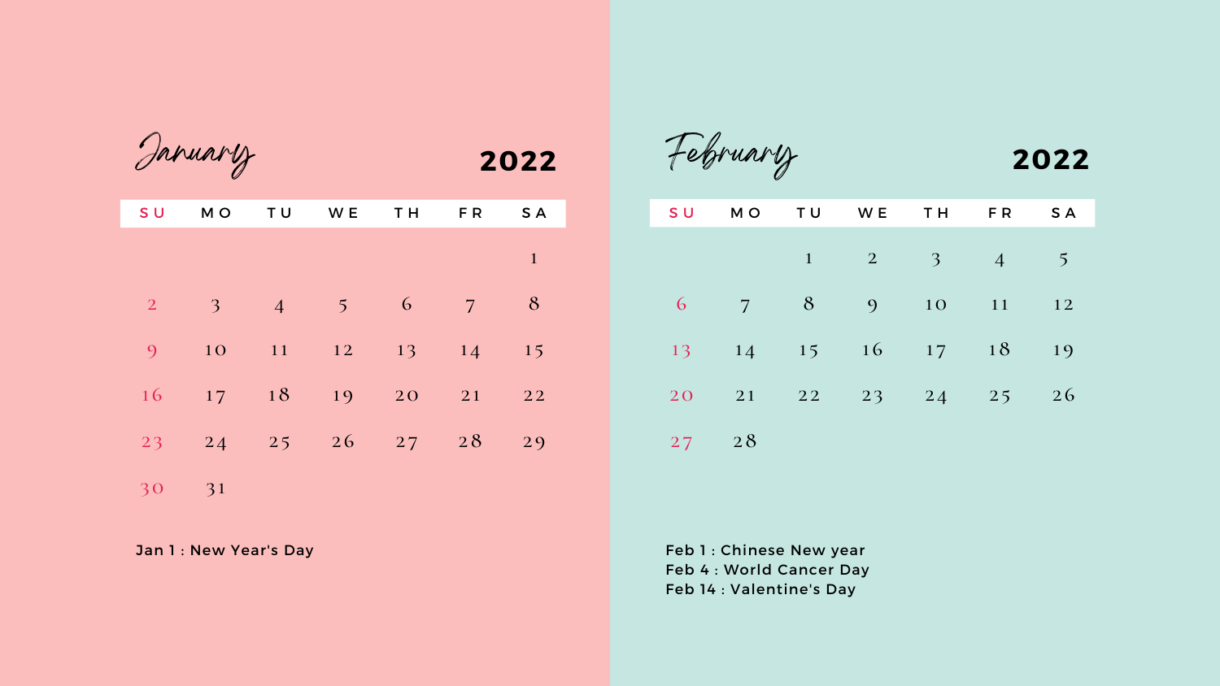## January 2022

| SU | MO | TU | WE | TH | FR | SA |
|---|---|---|---|---|---|---|
| | | | | | | 1 |
| 2 | 3 | 4 | 5 | 6 | 7 | 8 |
| 9 | 10 | 11 | 12 | 13 | 14 | 15 |
| 16 | 17 | 18 | 19 | 20 | 21 | 22 |
| 23 | 24 | 25 | 26 | 27 | 28 | 29 |
| 30 | 31 | | | | | |

Jan 1 : New Year's Day

## February 2022

| SU | MO | TU | WE | TH | FR | SA |
|---|---|---|---|---|---|---|
| | | 1 | 2 | 3 | 4 | 5 |
| 6 | 7 | 8 | 9 | 10 | 11 | 12 |
| 13 | 14 | 15 | 16 | 17 | 18 | 19 |
| 20 | 21 | 22 | 23 | 24 | 25 | 26 |
| 27 | 28 | | | | | |

Feb 1 : Chinese New year
Feb 4 : World Cancer Day
Feb 14 : Valentine's Day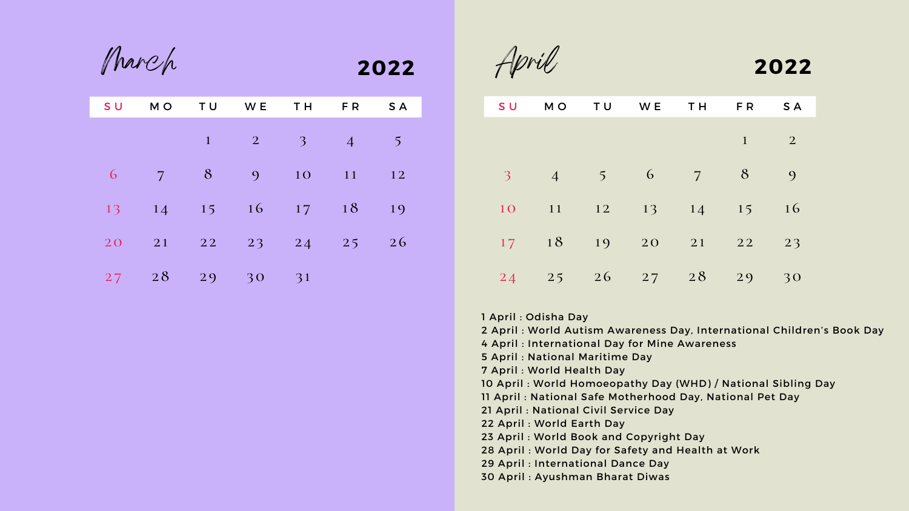## March 2022

| SU | MO | TU | WE | TH | FR | SA |
| --- | --- | --- | --- | --- | --- | --- |
| | | 1 | 2 | 3 | 4 | 5 |
| 6 | 7 | 8 | 9 | 10 | 11 | 12 |
| 13 | 14 | 15 | 16 | 17 | 18 | 19 |
| 20 | 21 | 22 | 23 | 24 | 25 | 26 |
| 27 | 28 | 29 | 30 | 31 | | |

## April 2022

| SU | MO | TU | WE | TH | FR | SA |
| --- | --- | --- | --- | --- | --- | --- |
| | | | | | 1 | 2 |
| 3 | 4 | 5 | 6 | 7 | 8 | 9 |
| 10 | 11 | 12 | 13 | 14 | 15 | 16 |
| 17 | 18 | 19 | 20 | 21 | 22 | 23 |
| 24 | 25 | 26 | 27 | 28 | 29 | 30 |

1 April : Odisha Day
2 April : World Autism Awareness Day, International Children's Book Day
4 April : International Day for Mine Awareness
5 April : National Maritime Day
7 April : World Health Day
10 April : World Homoeopathy Day (WHD) / National Sibling Day
11 April : National Safe Motherhood Day, National Pet Day
21 April : National Civil Service Day
22 April : World Earth Day
23 April : World Book and Copyright Day
28 April : World Day for Safety and Health at Work
29 April : International Dance Day
30 April : Ayushman Bharat Diwas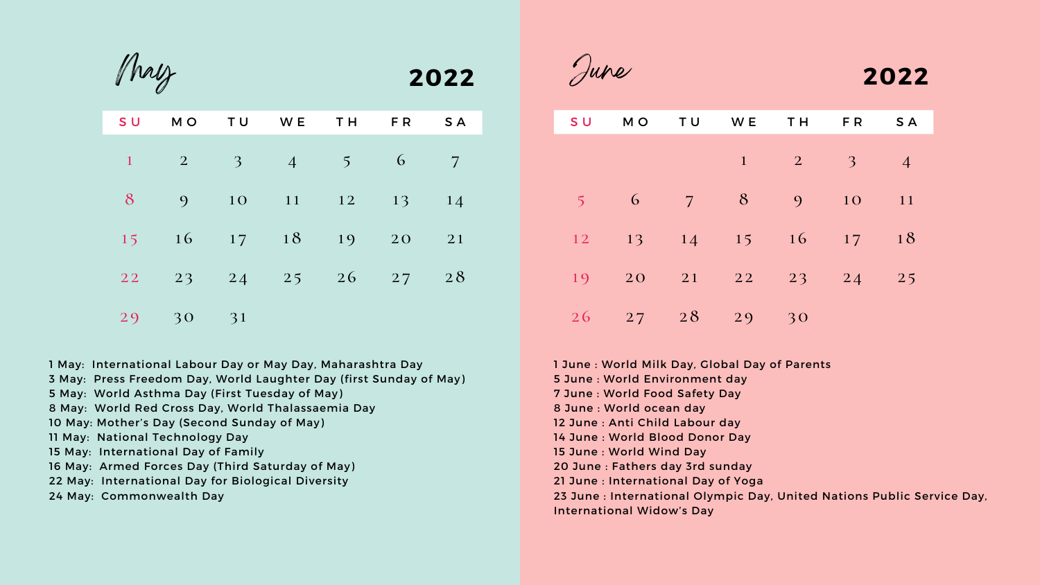## May 2022

| SU | MO | TU | WE | TH | FR | SA |
|---|---|---|---|---|---|---|
| 1 | 2 | 3 | 4 | 5 | 6 | 7 |
| 8 | 9 | 10 | 11 | 12 | 13 | 14 |
| 15 | 16 | 17 | 18 | 19 | 20 | 21 |
| 22 | 23 | 24 | 25 | 26 | 27 | 28 |
| 29 | 30 | 31 | | | | |

1 May: International Labour Day or May Day, Maharashtra Day
3 May: Press Freedom Day, World Laughter Day (first Sunday of May)
5 May: World Asthma Day (First Tuesday of May)
8 May: World Red Cross Day, World Thalassaemia Day
10 May: Mother's Day (Second Sunday of May)
11 May: National Technology Day
15 May: International Day of Family
16 May: Armed Forces Day (Third Saturday of May)
22 May: International Day for Biological Diversity
24 May: Commonwealth Day

## June 2022

| SU | MO | TU | WE | TH | FR | SA |
|---|---|---|---|---|---|---|
| | | | 1 | 2 | 3 | 4 |
| 5 | 6 | 7 | 8 | 9 | 10 | 11 |
| 12 | 13 | 14 | 15 | 16 | 17 | 18 |
| 19 | 20 | 21 | 22 | 23 | 24 | 25 |
| 26 | 27 | 28 | 29 | 30 | | |

1 June : World Milk Day, Global Day of Parents
5 June : World Environment day
7 June : World Food Safety Day
8 June : World ocean day
12 June : Anti Child Labour day
14 June : World Blood Donor Day
15 June : World Wind Day
20 June : Fathers day 3rd sunday
21 June : International Day of Yoga
23 June : International Olympic Day, United Nations Public Service Day, International Widow's Day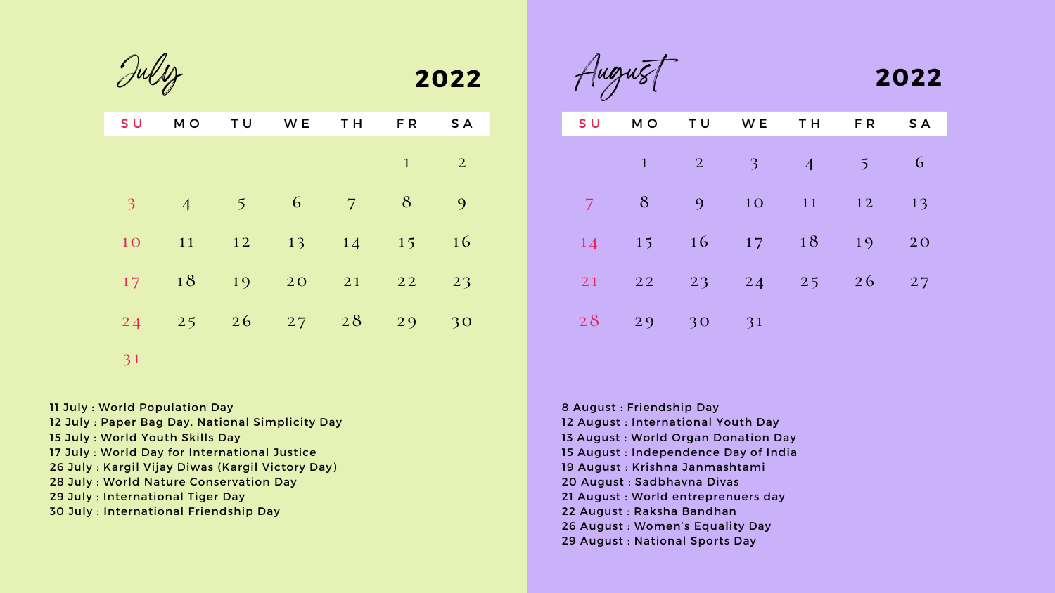## July 2022

| SU | MO | TU | WE | TH | FR | SA |
|---|---|---|---|---|---|---|
| | | | | | 1 | 2 |
| 3 | 4 | 5 | 6 | 7 | 8 | 9 |
| 10 | 11 | 12 | 13 | 14 | 15 | 16 |
| 17 | 18 | 19 | 20 | 21 | 22 | 23 |
| 24 | 25 | 26 | 27 | 28 | 29 | 30 |
| 31 | | | | | | |

11 July : World Population Day
12 July : Paper Bag Day, National Simplicity Day
15 July : World Youth Skills Day
17 July : World Day for International Justice
26 July : Kargil Vijay Diwas (Kargil Victory Day)
28 July : World Nature Conservation Day
29 July : International Tiger Day
30 July : International Friendship Day

## August 2022

| SU | MO | TU | WE | TH | FR | SA |
|---|---|---|---|---|---|---|
| | 1 | 2 | 3 | 4 | 5 | 6 |
| 7 | 8 | 9 | 10 | 11 | 12 | 13 |
| 14 | 15 | 16 | 17 | 18 | 19 | 20 |
| 21 | 22 | 23 | 24 | 25 | 26 | 27 |
| 28 | 29 | 30 | 31 | | | |

8 August : Friendship Day
12 August : International Youth Day
13 August : World Organ Donation Day
15 August : Independence Day of India
19 August : Krishna Janmashtami
20 August : Sadbhavna Divas
21 August : World entreprenuers day
22 August : Raksha Bandhan
26 August : Women's Equality Day
29 August : National Sports Day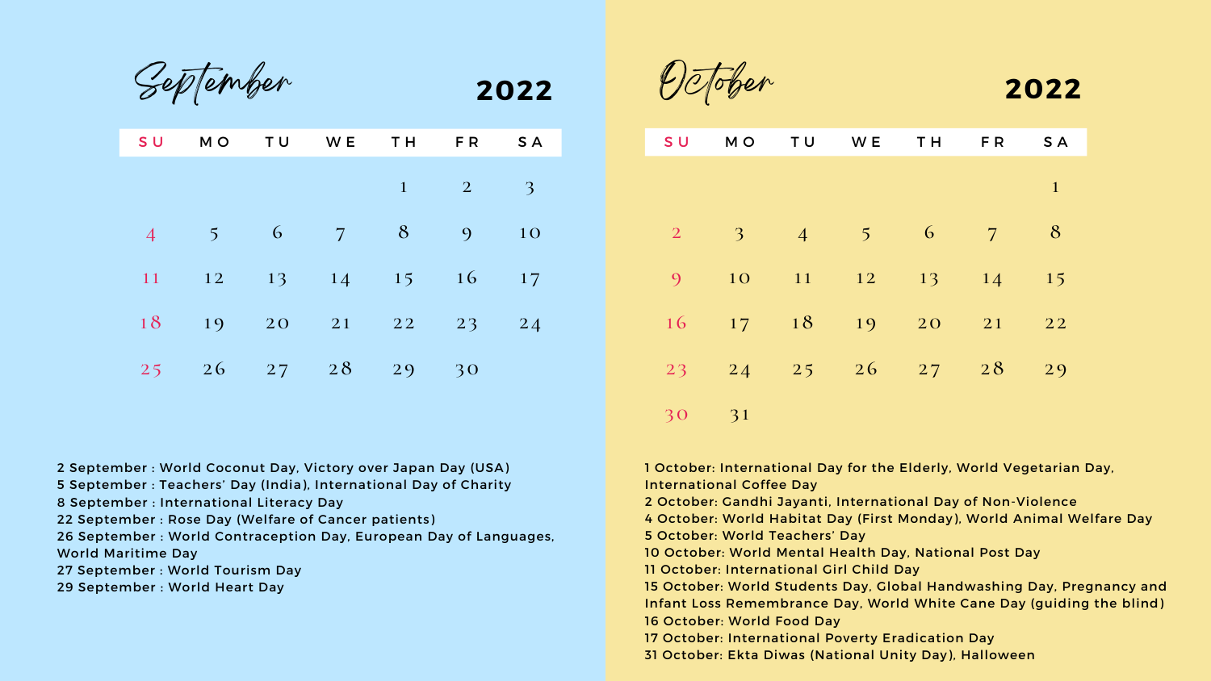## September 2022

| SU | MO | TU | WE | TH | FR | SA |
|---|---|---|---|---|---|---|
| | | | | 1 | 2 | 3 |
| 4 | 5 | 6 | 7 | 8 | 9 | 10 |
| 11 | 12 | 13 | 14 | 15 | 16 | 17 |
| 18 | 19 | 20 | 21 | 22 | 23 | 24 |
| 25 | 26 | 27 | 28 | 29 | 30 | |

2 September : World Coconut Day, Victory over Japan Day (USA)
5 September : Teachers' Day (India), International Day of Charity
8 September : International Literacy Day
22 September : Rose Day (Welfare of Cancer patients)
26 September : World Contraception Day, European Day of Languages, World Maritime Day
27 September : World Tourism Day
29 September : World Heart Day

## October 2022

| SU | MO | TU | WE | TH | FR | SA |
|---|---|---|---|---|---|---|
| | | | | | | 1 |
| 2 | 3 | 4 | 5 | 6 | 7 | 8 |
| 9 | 10 | 11 | 12 | 13 | 14 | 15 |
| 16 | 17 | 18 | 19 | 20 | 21 | 22 |
| 23 | 24 | 25 | 26 | 27 | 28 | 29 |
| 30 | 31 | | | | | |

1 October: International Day for the Elderly, World Vegetarian Day, International Coffee Day
2 October: Gandhi Jayanti, International Day of Non-Violence
4 October: World Habitat Day (First Monday), World Animal Welfare Day
5 October: World Teachers' Day
10 October: World Mental Health Day, National Post Day
11 October: International Girl Child Day
15 October: World Students Day, Global Handwashing Day, Pregnancy and Infant Loss Remembrance Day, World White Cane Day (guiding the blind)
16 October: World Food Day
17 October: International Poverty Eradication Day
31 October: Ekta Diwas (National Unity Day), Halloween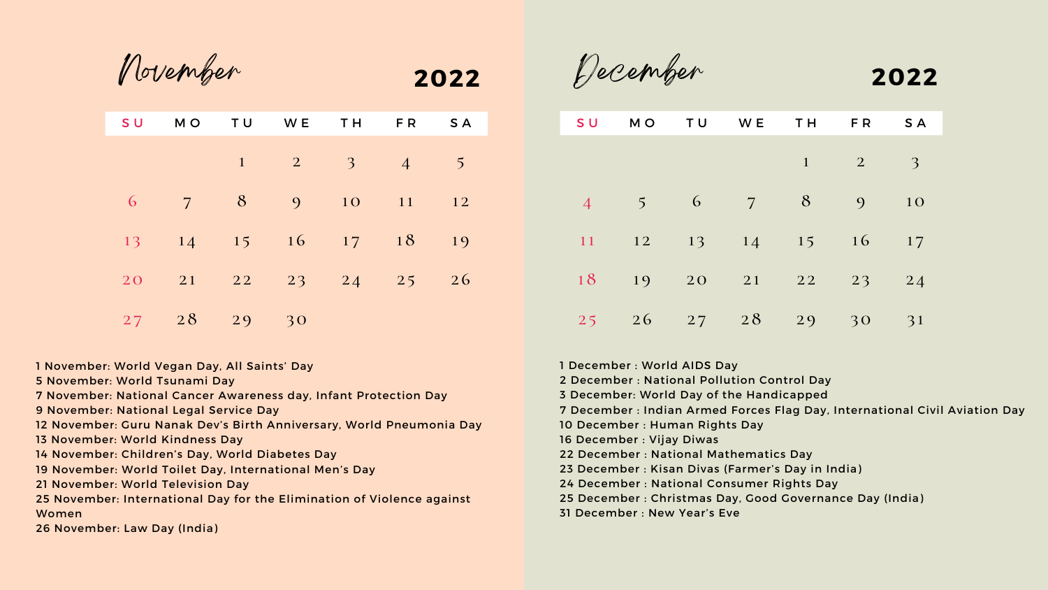## November 2022

| SU | MO | TU | WE | TH | FR | SA |
|---|---|---|---|---|---|---|
| | | 1 | 2 | 3 | 4 | 5 |
| 6 | 7 | 8 | 9 | 10 | 11 | 12 |
| 13 | 14 | 15 | 16 | 17 | 18 | 19 |
| 20 | 21 | 22 | 23 | 24 | 25 | 26 |
| 27 | 28 | 29 | 30 | | | |

1 November: World Vegan Day, All Saints' Day
5 November: World Tsunami Day
7 November: National Cancer Awareness day, Infant Protection Day
9 November: National Legal Service Day
12 November: Guru Nanak Dev's Birth Anniversary, World Pneumonia Day
13 November: World Kindness Day
14 November: Children's Day, World Diabetes Day
19 November: World Toilet Day, International Men's Day
21 November: World Television Day
25 November: International Day for the Elimination of Violence against Women
26 November: Law Day (India)

## December 2022

| SU | MO | TU | WE | TH | FR | SA |
|---|---|---|---|---|---|---|
| | | | | 1 | 2 | 3 |
| 4 | 5 | 6 | 7 | 8 | 9 | 10 |
| 11 | 12 | 13 | 14 | 15 | 16 | 17 |
| 18 | 19 | 20 | 21 | 22 | 23 | 24 |
| 25 | 26 | 27 | 28 | 29 | 30 | 31 |

1 December : World AIDS Day
2 December : National Pollution Control Day
3 December: World Day of the Handicapped
7 December : Indian Armed Forces Flag Day, International Civil Aviation Day
10 December : Human Rights Day
16 December : Vijay Diwas
22 December : National Mathematics Day
23 December : Kisan Divas (Farmer's Day in India)
24 December : National Consumer Rights Day
25 December : Christmas Day, Good Governance Day (India)
31 December : New Year's Eve